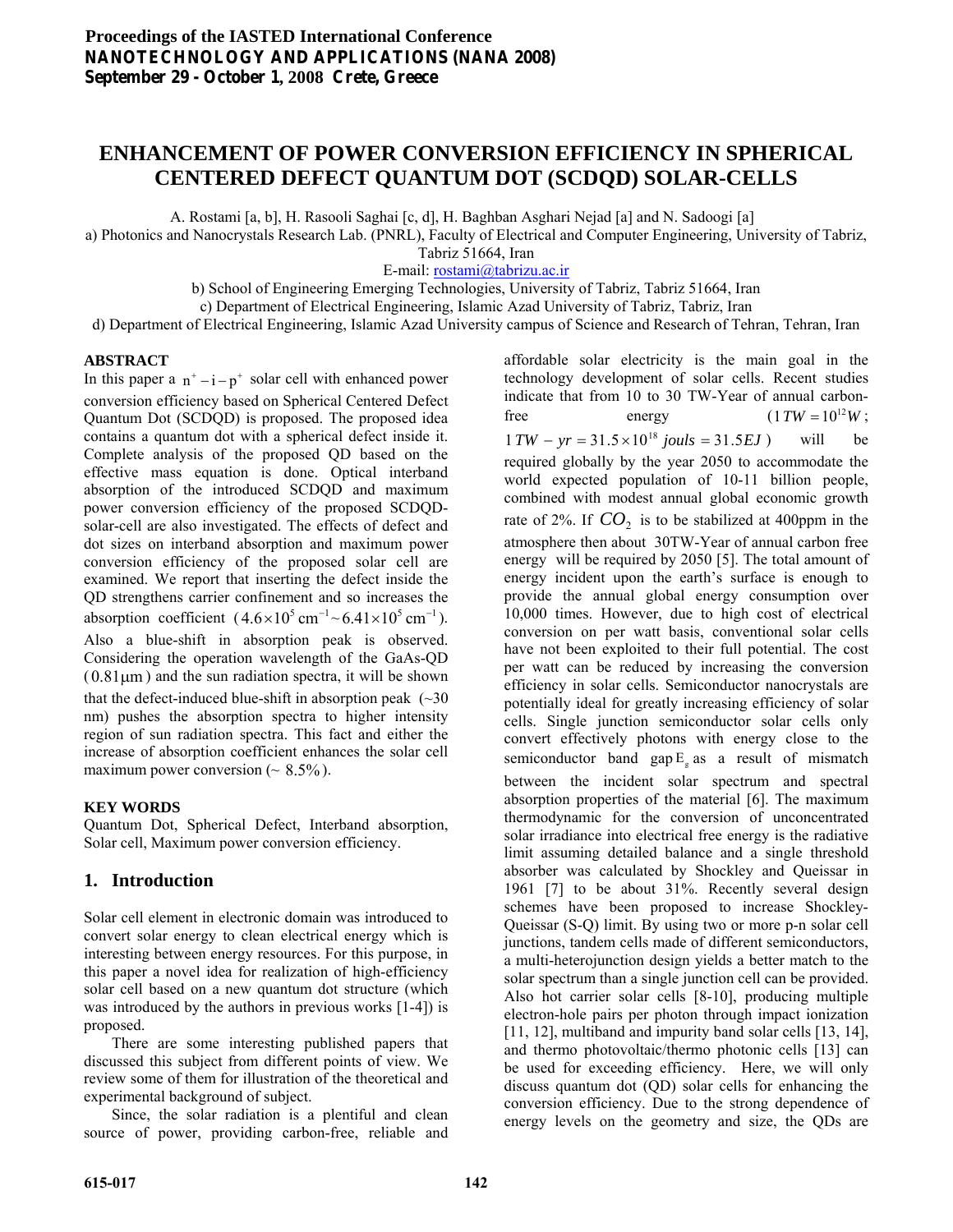# ENHANCEMENT OF POWER CONVERSION EFFICIENCY IN SPHERICAL CENTERED DEFECT QUANTUM DOT (SCDQD) SOLAR-CELLS

A. Rostami [a, b], H. Rasooli Saghai [c, d], H. Baghban Asghari Nejad [a] and N. Sadoogi [a]

a) Photonics and Nanocrystals Research Lab. (PNRL), Faculty of Electrical and Computer Engineering, University of Tabriz, Tabriz 51664, Iran
E-mail: rostami@tabrizu.ac.ir

b) School of Engineering Emerging Technologies, University of Tabriz, Tabriz 51664, Iran

c) Department of Electrical Engineering, Islamic Azad University of Tabriz, Tabriz, Iran

d) Department of Electrical Engineering, Islamic Azad University campus of Science and Research of Tehran, Tehran, Iran

## ABSTRACT

In this paper a $n^+ - i - p^+$ solar cell with enhanced power conversion efficiency based on Spherical Centered Defect Quantum Dot (SCDQD) is proposed. The proposed idea contains a quantum dot with a spherical defect inside it. Complete analysis of the proposed QD based on the effective mass equation is done. Optical interband absorption of the introduced SCDQD and maximum power conversion efficiency of the proposed SCDQD-solar-cell are also investigated. The effects of defect and dot sizes on interband absorption and maximum power conversion efficiency of the proposed solar cell are examined. We report that inserting the defect inside the QD strengthens carrier confinement and so increases the absorption coefficient ($4.6\times10^5\,\text{cm}^{-1} \sim 6.41\times10^5\,\text{cm}^{-1}$). Also a blue-shift in absorption peak is observed. Considering the operation wavelength of the GaAs-QD ($0.81\mu\text{m}$) and the sun radiation spectra, it will be shown that the defect-induced blue-shift in absorption peak (~30 nm) pushes the absorption spectra to higher intensity region of sun radiation spectra. This fact and either the increase of absorption coefficient enhances the solar cell maximum power conversion (~ 8.5%).

## KEY WORDS

Quantum Dot, Spherical Defect, Interband absorption, Solar cell, Maximum power conversion efficiency.

## 1. Introduction

Solar cell element in electronic domain was introduced to convert solar energy to clean electrical energy which is interesting between energy resources. For this purpose, in this paper a novel idea for realization of high-efficiency solar cell based on a new quantum dot structure (which was introduced by the authors in previous works [1-4]) is proposed.

There are some interesting published papers that discussed this subject from different points of view. We review some of them for illustration of the theoretical and experimental background of subject.

Since, the solar radiation is a plentiful and clean source of power, providing carbon-free, reliable and affordable solar electricity is the main goal in the technology development of solar cells. Recent studies indicate that from 10 to 30 TW-Year of annual carbon-free energy ($1\,TW = 10^{12}W$; $1\,TW-yr = 31.5\times10^{18}\ jouls = 31.5EJ$) will be required globally by the year 2050 to accommodate the world expected population of 10-11 billion people, combined with modest annual global economic growth rate of 2%. If $CO_2$ is to be stabilized at 400ppm in the atmosphere then about 30TW-Year of annual carbon free energy will be required by 2050 [5]. The total amount of energy incident upon the earth's surface is enough to provide the annual global energy consumption over 10,000 times. However, due to high cost of electrical conversion on per watt basis, conventional solar cells have not been exploited to their full potential. The cost per watt can be reduced by increasing the conversion efficiency in solar cells. Semiconductor nanocrystals are potentially ideal for greatly increasing efficiency of solar cells. Single junction semiconductor solar cells only convert effectively photons with energy close to the semiconductor band gap $E_g$ as a result of mismatch between the incident solar spectrum and spectral absorption properties of the material [6]. The maximum thermodynamic for the conversion of unconcentrated solar irradiance into electrical free energy is the radiative limit assuming detailed balance and a single threshold absorber was calculated by Shockley and Queissar in 1961 [7] to be about 31%. Recently several design schemes have been proposed to increase Shockley-Queissar (S-Q) limit. By using two or more p-n solar cell junctions, tandem cells made of different semiconductors, a multi-heterojunction design yields a better match to the solar spectrum than a single junction cell can be provided. Also hot carrier solar cells [8-10], producing multiple electron-hole pairs per photon through impact ionization [11, 12], multiband and impurity band solar cells [13, 14], and thermo photovoltaic/thermo photonic cells [13] can be used for exceeding efficiency. Here, we will only discuss quantum dot (QD) solar cells for enhancing the conversion efficiency. Due to the strong dependence of energy levels on the geometry and size, the QDs are